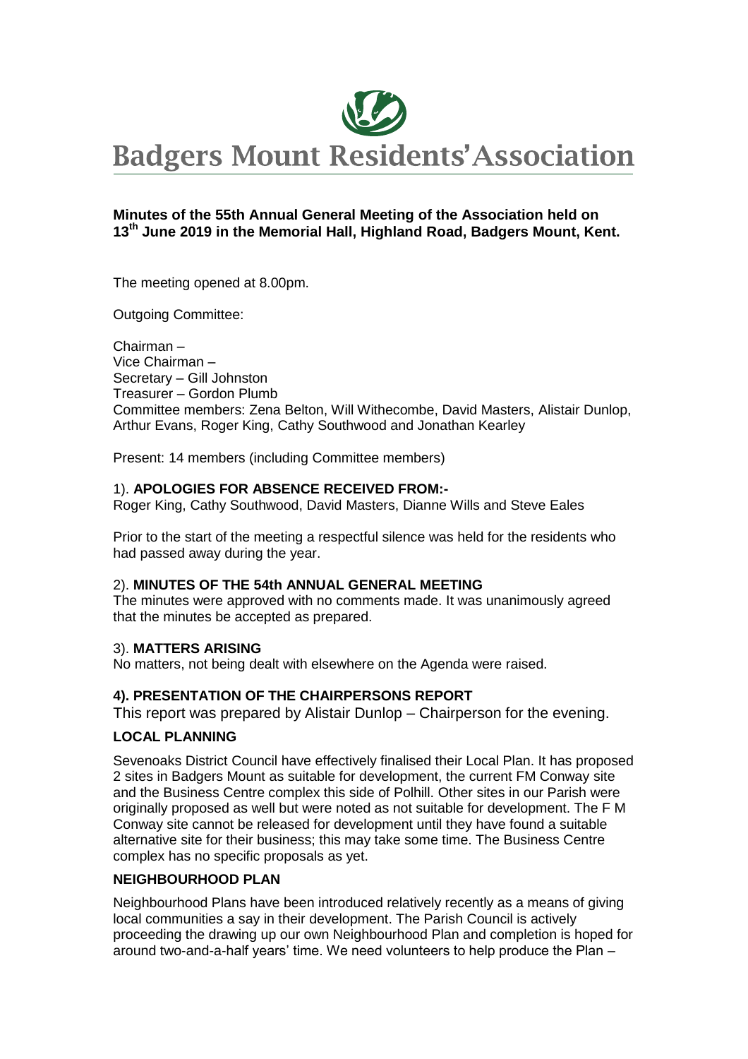# Badgers Mount Residents' Association

**Minutes of the 55th Annual General Meeting of the Association held on 13th June 2019 in the Memorial Hall, Highland Road, Badgers Mount, Kent.**

The meeting opened at 8.00pm.

Outgoing Committee:

Chairman –
Vice Chairman –
Secretary – Gill Johnston
Treasurer – Gordon Plumb
Committee members: Zena Belton, Will Withecombe, David Masters, Alistair Dunlop, Arthur Evans, Roger King, Cathy Southwood and Jonathan Kearley

Present: 14 members (including Committee members)

1). **APOLOGIES FOR ABSENCE RECEIVED FROM:-**
Roger King, Cathy Southwood, David Masters, Dianne Wills and Steve Eales

Prior to the start of the meeting a respectful silence was held for the residents who had passed away during the year.

2). **MINUTES OF THE 54th ANNUAL GENERAL MEETING**
The minutes were approved with no comments made. It was unanimously agreed that the minutes be accepted as prepared.

3). **MATTERS ARISING**
No matters, not being dealt with elsewhere on the Agenda were raised.

**4). PRESENTATION OF THE CHAIRPERSONS REPORT**

This report was prepared by Alistair Dunlop – Chairperson for the evening.

**LOCAL PLANNING**

Sevenoaks District Council have effectively finalised their Local Plan. It has proposed 2 sites in Badgers Mount as suitable for development, the current FM Conway site and the Business Centre complex this side of Polhill. Other sites in our Parish were originally proposed as well but were noted as not suitable for development. The F M Conway site cannot be released for development until they have found a suitable alternative site for their business; this may take some time. The Business Centre complex has no specific proposals as yet.

**NEIGHBOURHOOD PLAN**

Neighbourhood Plans have been introduced relatively recently as a means of giving local communities a say in their development. The Parish Council is actively proceeding the drawing up our own Neighbourhood Plan and completion is hoped for around two-and-a-half years' time. We need volunteers to help produce the Plan –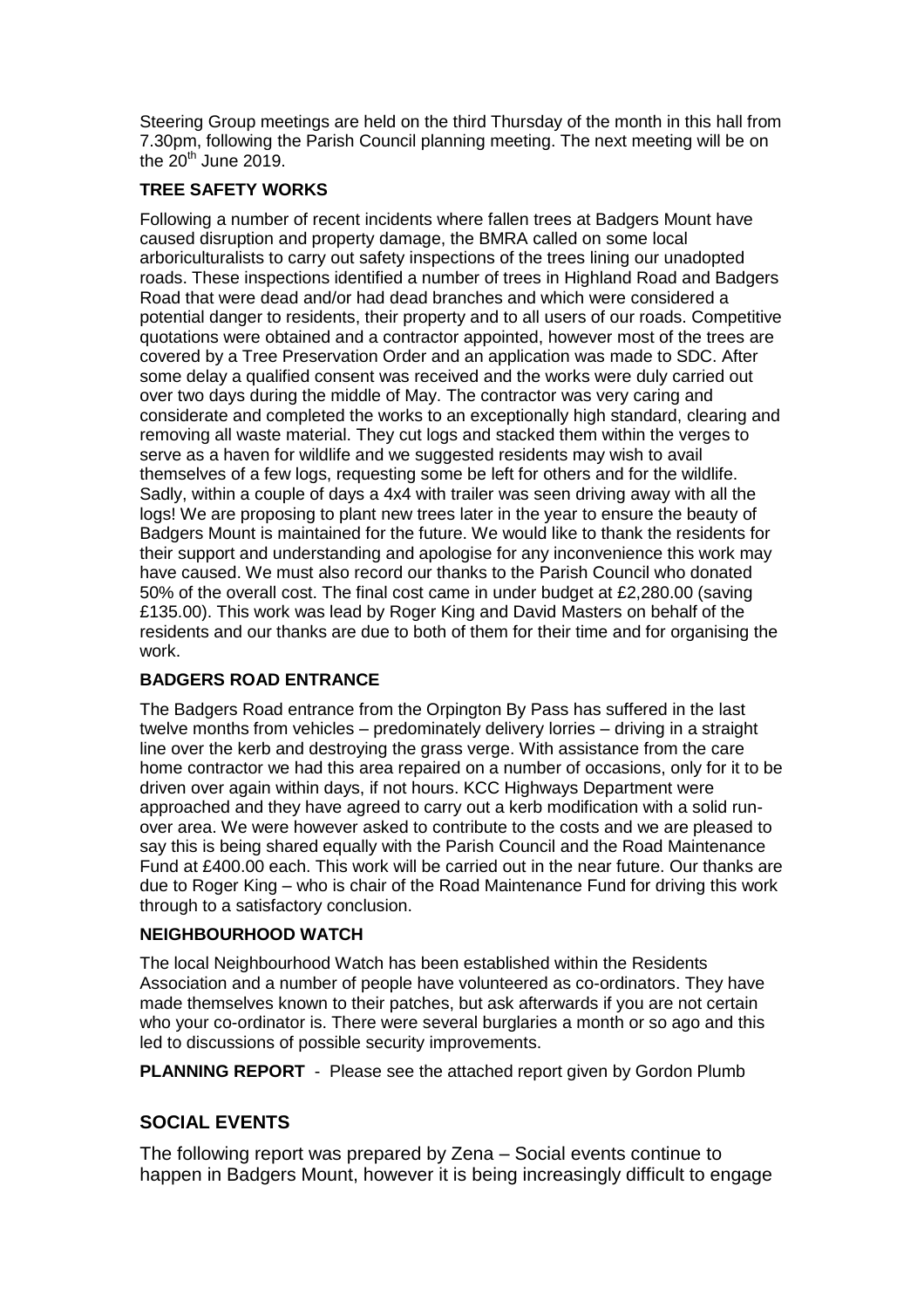Steering Group meetings are held on the third Thursday of the month in this hall from 7.30pm, following the Parish Council planning meeting. The next meeting will be on the 20th June 2019.

**TREE SAFETY WORKS**

Following a number of recent incidents where fallen trees at Badgers Mount have caused disruption and property damage, the BMRA called on some local arboriculturalists to carry out safety inspections of the trees lining our unadopted roads. These inspections identified a number of trees in Highland Road and Badgers Road that were dead and/or had dead branches and which were considered a potential danger to residents, their property and to all users of our roads. Competitive quotations were obtained and a contractor appointed, however most of the trees are covered by a Tree Preservation Order and an application was made to SDC. After some delay a qualified consent was received and the works were duly carried out over two days during the middle of May. The contractor was very caring and considerate and completed the works to an exceptionally high standard, clearing and removing all waste material. They cut logs and stacked them within the verges to serve as a haven for wildlife and we suggested residents may wish to avail themselves of a few logs, requesting some be left for others and for the wildlife. Sadly, within a couple of days a 4x4 with trailer was seen driving away with all the logs! We are proposing to plant new trees later in the year to ensure the beauty of Badgers Mount is maintained for the future. We would like to thank the residents for their support and understanding and apologise for any inconvenience this work may have caused. We must also record our thanks to the Parish Council who donated 50% of the overall cost. The final cost came in under budget at £2,280.00 (saving £135.00). This work was lead by Roger King and David Masters on behalf of the residents and our thanks are due to both of them for their time and for organising the work.

**BADGERS ROAD ENTRANCE**

The Badgers Road entrance from the Orpington By Pass has suffered in the last twelve months from vehicles – predominately delivery lorries – driving in a straight line over the kerb and destroying the grass verge. With assistance from the care home contractor we had this area repaired on a number of occasions, only for it to be driven over again within days, if not hours. KCC Highways Department were approached and they have agreed to carry out a kerb modification with a solid run-over area. We were however asked to contribute to the costs and we are pleased to say this is being shared equally with the Parish Council and the Road Maintenance Fund at £400.00 each. This work will be carried out in the near future. Our thanks are due to Roger King – who is chair of the Road Maintenance Fund for driving this work through to a satisfactory conclusion.

**NEIGHBOURHOOD WATCH**

The local Neighbourhood Watch has been established within the Residents Association and a number of people have volunteered as co-ordinators. They have made themselves known to their patches, but ask afterwards if you are not certain who your co-ordinator is. There were several burglaries a month or so ago and this led to discussions of possible security improvements.

**PLANNING REPORT** - Please see the attached report given by Gordon Plumb

## SOCIAL EVENTS

The following report was prepared by Zena – Social events continue to happen in Badgers Mount, however it is being increasingly difficult to engage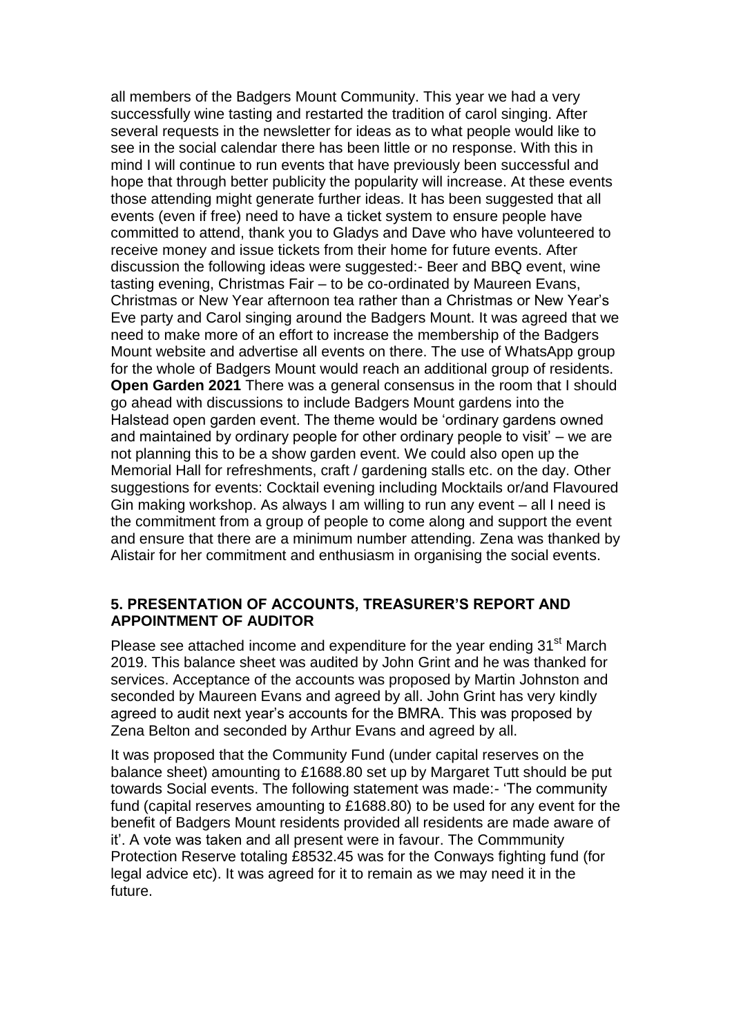all members of the Badgers Mount Community. This year we had a very successfully wine tasting and restarted the tradition of carol singing. After several requests in the newsletter for ideas as to what people would like to see in the social calendar there has been little or no response. With this in mind I will continue to run events that have previously been successful and hope that through better publicity the popularity will increase. At these events those attending might generate further ideas. It has been suggested that all events (even if free) need to have a ticket system to ensure people have committed to attend, thank you to Gladys and Dave who have volunteered to receive money and issue tickets from their home for future events. After discussion the following ideas were suggested:- Beer and BBQ event, wine tasting evening, Christmas Fair – to be co-ordinated by Maureen Evans, Christmas or New Year afternoon tea rather than a Christmas or New Year's Eve party and Carol singing around the Badgers Mount. It was agreed that we need to make more of an effort to increase the membership of the Badgers Mount website and advertise all events on there. The use of WhatsApp group for the whole of Badgers Mount would reach an additional group of residents. **Open Garden 2021** There was a general consensus in the room that I should go ahead with discussions to include Badgers Mount gardens into the Halstead open garden event. The theme would be 'ordinary gardens owned and maintained by ordinary people for other ordinary people to visit' – we are not planning this to be a show garden event. We could also open up the Memorial Hall for refreshments, craft / gardening stalls etc. on the day. Other suggestions for events: Cocktail evening including Mocktails or/and Flavoured Gin making workshop. As always I am willing to run any event – all I need is the commitment from a group of people to come along and support the event and ensure that there are a minimum number attending. Zena was thanked by Alistair for her commitment and enthusiasm in organising the social events.

## 5. PRESENTATION OF ACCOUNTS, TREASURER'S REPORT AND APPOINTMENT OF AUDITOR

Please see attached income and expenditure for the year ending 31st March 2019. This balance sheet was audited by John Grint and he was thanked for services. Acceptance of the accounts was proposed by Martin Johnston and seconded by Maureen Evans and agreed by all. John Grint has very kindly agreed to audit next year's accounts for the BMRA. This was proposed by Zena Belton and seconded by Arthur Evans and agreed by all.

It was proposed that the Community Fund (under capital reserves on the balance sheet) amounting to £1688.80 set up by Margaret Tutt should be put towards Social events. The following statement was made:- 'The community fund (capital reserves amounting to £1688.80) to be used for any event for the benefit of Badgers Mount residents provided all residents are made aware of it'. A vote was taken and all present were in favour. The Commmunity Protection Reserve totaling £8532.45 was for the Conways fighting fund (for legal advice etc). It was agreed for it to remain as we may need it in the future.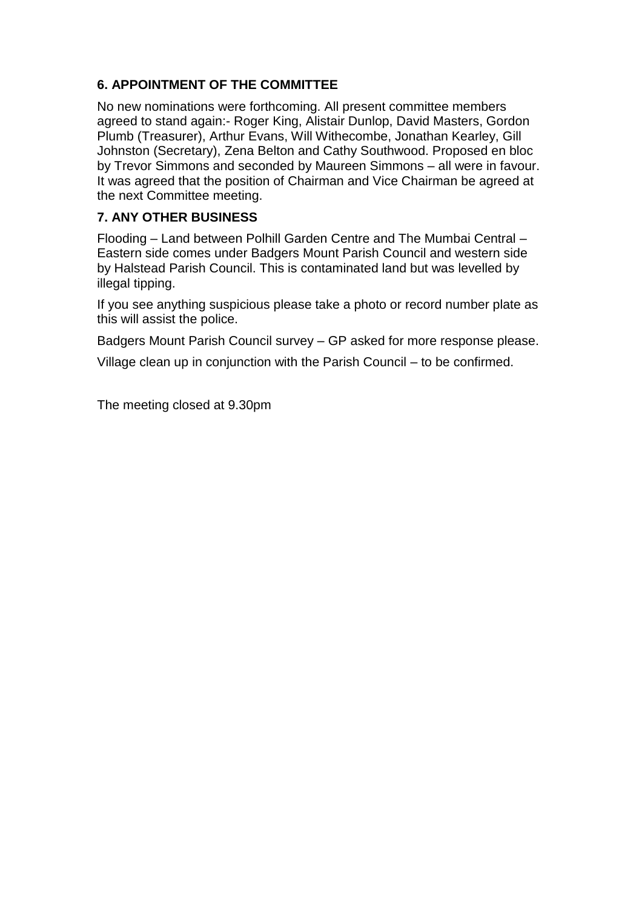## 6. APPOINTMENT OF THE COMMITTEE

No new nominations were forthcoming. All present committee members agreed to stand again:- Roger King, Alistair Dunlop, David Masters, Gordon Plumb (Treasurer), Arthur Evans, Will Withecombe, Jonathan Kearley, Gill Johnston (Secretary), Zena Belton and Cathy Southwood. Proposed en bloc by Trevor Simmons and seconded by Maureen Simmons – all were in favour. It was agreed that the position of Chairman and Vice Chairman be agreed at the next Committee meeting.

## 7. ANY OTHER BUSINESS

Flooding – Land between Polhill Garden Centre and The Mumbai Central – Eastern side comes under Badgers Mount Parish Council and western side by Halstead Parish Council. This is contaminated land but was levelled by illegal tipping.

If you see anything suspicious please take a photo or record number plate as this will assist the police.

Badgers Mount Parish Council survey – GP asked for more response please.

Village clean up in conjunction with the Parish Council – to be confirmed.

The meeting closed at 9.30pm